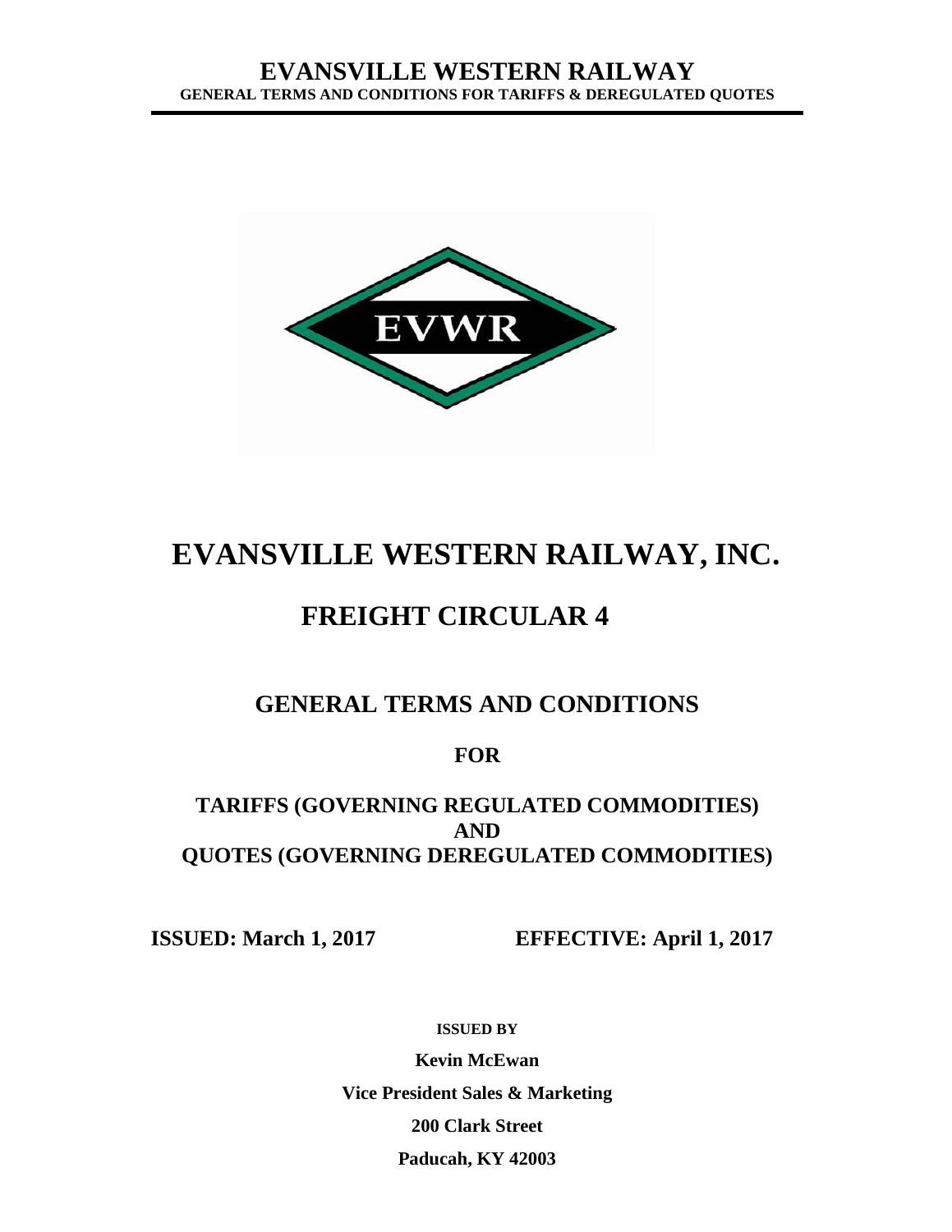# EVANSVILLE WESTERN RAILWAY, INC.

## FREIGHT CIRCULAR 4

### GENERAL TERMS AND CONDITIONS

**FOR**

**TARIFFS (GOVERNING REGULATED COMMODITIES)**
**AND**
**QUOTES (GOVERNING DEREGULATED COMMODITIES)**

**ISSUED: March 1, 2017** **EFFECTIVE: April 1, 2017**

**ISSUED BY**

**Kevin McEwan**

**Vice President Sales & Marketing**

**200 Clark Street**

**Paducah, KY 42003**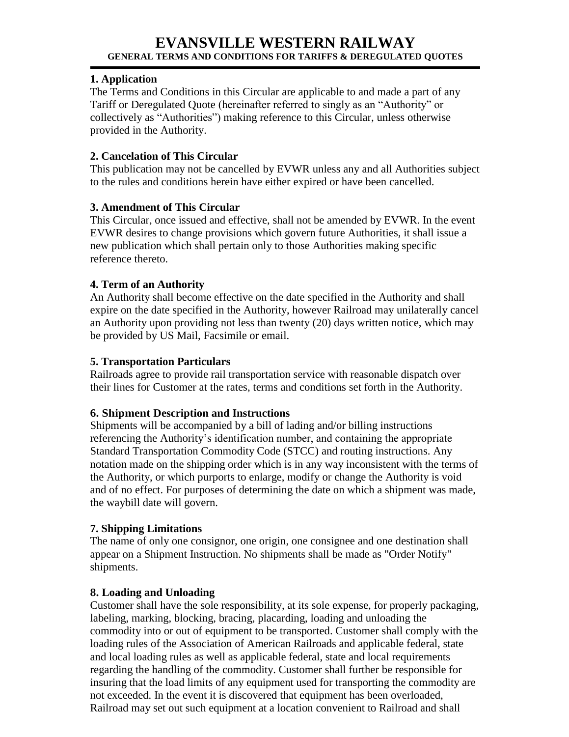# EVANSVILLE WESTERN RAILWAY

**GENERAL TERMS AND CONDITIONS FOR TARIFFS & DEREGULATED QUOTES**

---

### 1. Application

The Terms and Conditions in this Circular are applicable to and made a part of any Tariff or Deregulated Quote (hereinafter referred to singly as an "Authority" or collectively as "Authorities") making reference to this Circular, unless otherwise provided in the Authority.

### 2. Cancelation of This Circular

This publication may not be cancelled by EVWR unless any and all Authorities subject to the rules and conditions herein have either expired or have been cancelled.

### 3. Amendment of This Circular

This Circular, once issued and effective, shall not be amended by EVWR. In the event EVWR desires to change provisions which govern future Authorities, it shall issue a new publication which shall pertain only to those Authorities making specific reference thereto.

### 4. Term of an Authority

An Authority shall become effective on the date specified in the Authority and shall expire on the date specified in the Authority, however Railroad may unilaterally cancel an Authority upon providing not less than twenty (20) days written notice, which may be provided by US Mail, Facsimile or email.

### 5. Transportation Particulars

Railroads agree to provide rail transportation service with reasonable dispatch over their lines for Customer at the rates, terms and conditions set forth in the Authority.

### 6. Shipment Description and Instructions

Shipments will be accompanied by a bill of lading and/or billing instructions referencing the Authority's identification number, and containing the appropriate Standard Transportation Commodity Code (STCC) and routing instructions. Any notation made on the shipping order which is in any way inconsistent with the terms of the Authority, or which purports to enlarge, modify or change the Authority is void and of no effect. For purposes of determining the date on which a shipment was made, the waybill date will govern.

### 7. Shipping Limitations

The name of only one consignor, one origin, one consignee and one destination shall appear on a Shipment Instruction. No shipments shall be made as "Order Notify" shipments.

### 8. Loading and Unloading

Customer shall have the sole responsibility, at its sole expense, for properly packaging, labeling, marking, blocking, bracing, placarding, loading and unloading the commodity into or out of equipment to be transported. Customer shall comply with the loading rules of the Association of American Railroads and applicable federal, state and local loading rules as well as applicable federal, state and local requirements regarding the handling of the commodity. Customer shall further be responsible for insuring that the load limits of any equipment used for transporting the commodity are not exceeded. In the event it is discovered that equipment has been overloaded, Railroad may set out such equipment at a location convenient to Railroad and shall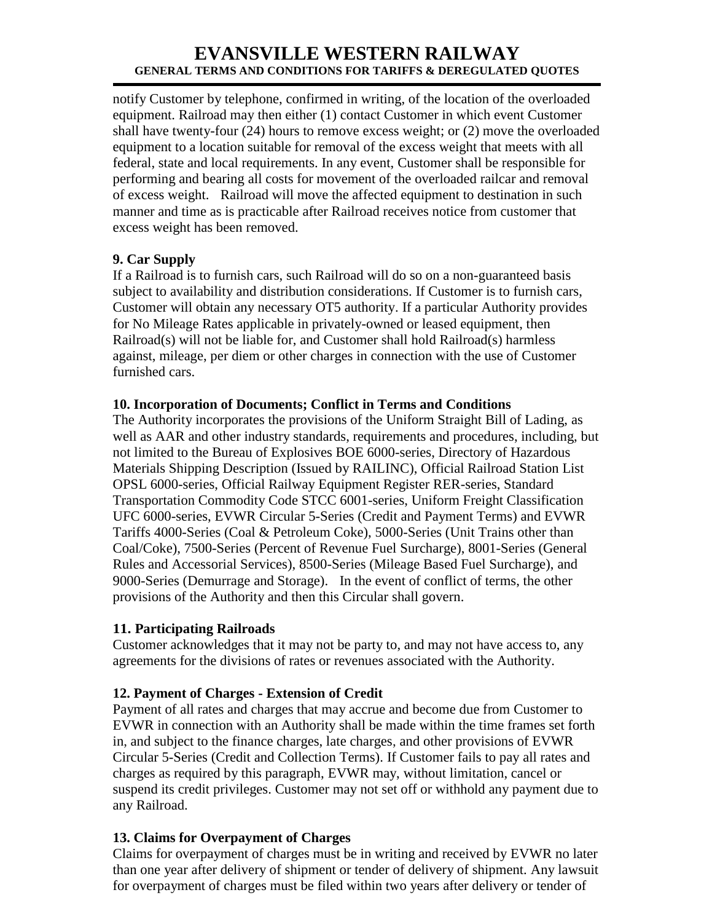notify Customer by telephone, confirmed in writing, of the location of the overloaded equipment. Railroad may then either (1) contact Customer in which event Customer shall have twenty-four (24) hours to remove excess weight; or (2) move the overloaded equipment to a location suitable for removal of the excess weight that meets with all federal, state and local requirements. In any event, Customer shall be responsible for performing and bearing all costs for movement of the overloaded railcar and removal of excess weight. Railroad will move the affected equipment to destination in such manner and time as is practicable after Railroad receives notice from customer that excess weight has been removed.

### 9. Car Supply

If a Railroad is to furnish cars, such Railroad will do so on a non-guaranteed basis subject to availability and distribution considerations. If Customer is to furnish cars, Customer will obtain any necessary OT5 authority. If a particular Authority provides for No Mileage Rates applicable in privately-owned or leased equipment, then Railroad(s) will not be liable for, and Customer shall hold Railroad(s) harmless against, mileage, per diem or other charges in connection with the use of Customer furnished cars.

### 10. Incorporation of Documents; Conflict in Terms and Conditions

The Authority incorporates the provisions of the Uniform Straight Bill of Lading, as well as AAR and other industry standards, requirements and procedures, including, but not limited to the Bureau of Explosives BOE 6000-series, Directory of Hazardous Materials Shipping Description (Issued by RAILINC), Official Railroad Station List OPSL 6000-series, Official Railway Equipment Register RER-series, Standard Transportation Commodity Code STCC 6001-series, Uniform Freight Classification UFC 6000-series, EVWR Circular 5-Series (Credit and Payment Terms) and EVWR Tariffs 4000-Series (Coal & Petroleum Coke), 5000-Series (Unit Trains other than Coal/Coke), 7500-Series (Percent of Revenue Fuel Surcharge), 8001-Series (General Rules and Accessorial Services), 8500-Series (Mileage Based Fuel Surcharge), and 9000-Series (Demurrage and Storage). In the event of conflict of terms, the other provisions of the Authority and then this Circular shall govern.

### 11. Participating Railroads

Customer acknowledges that it may not be party to, and may not have access to, any agreements for the divisions of rates or revenues associated with the Authority.

### 12. Payment of Charges - Extension of Credit

Payment of all rates and charges that may accrue and become due from Customer to EVWR in connection with an Authority shall be made within the time frames set forth in, and subject to the finance charges, late charges, and other provisions of EVWR Circular 5-Series (Credit and Collection Terms). If Customer fails to pay all rates and charges as required by this paragraph, EVWR may, without limitation, cancel or suspend its credit privileges. Customer may not set off or withhold any payment due to any Railroad.

### 13. Claims for Overpayment of Charges

Claims for overpayment of charges must be in writing and received by EVWR no later than one year after delivery of shipment or tender of delivery of shipment. Any lawsuit for overpayment of charges must be filed within two years after delivery or tender of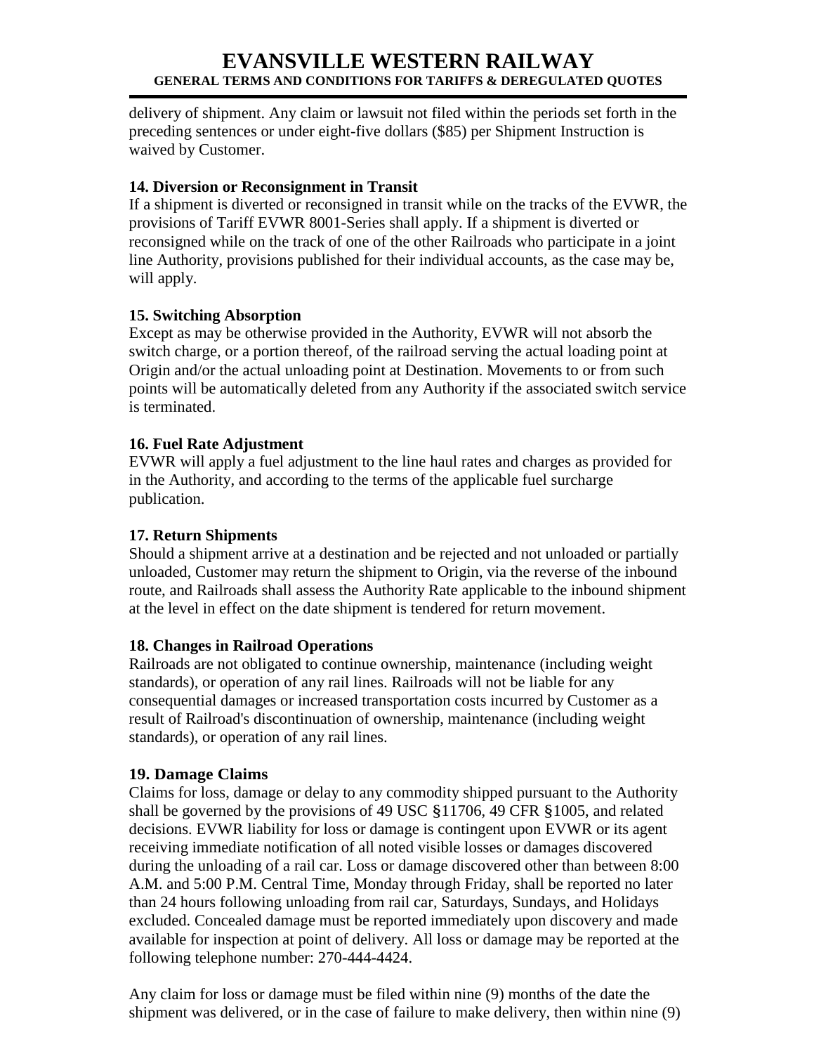delivery of shipment. Any claim or lawsuit not filed within the periods set forth in the preceding sentences or under eight-five dollars ($85) per Shipment Instruction is waived by Customer.

**14. Diversion or Reconsignment in Transit**

If a shipment is diverted or reconsigned in transit while on the tracks of the EVWR, the provisions of Tariff EVWR 8001-Series shall apply. If a shipment is diverted or reconsigned while on the track of one of the other Railroads who participate in a joint line Authority, provisions published for their individual accounts, as the case may be, will apply.

**15. Switching Absorption**

Except as may be otherwise provided in the Authority, EVWR will not absorb the switch charge, or a portion thereof, of the railroad serving the actual loading point at Origin and/or the actual unloading point at Destination. Movements to or from such points will be automatically deleted from any Authority if the associated switch service is terminated.

**16. Fuel Rate Adjustment**

EVWR will apply a fuel adjustment to the line haul rates and charges as provided for in the Authority, and according to the terms of the applicable fuel surcharge publication.

**17. Return Shipments**

Should a shipment arrive at a destination and be rejected and not unloaded or partially unloaded, Customer may return the shipment to Origin, via the reverse of the inbound route, and Railroads shall assess the Authority Rate applicable to the inbound shipment at the level in effect on the date shipment is tendered for return movement.

**18. Changes in Railroad Operations**

Railroads are not obligated to continue ownership, maintenance (including weight standards), or operation of any rail lines. Railroads will not be liable for any consequential damages or increased transportation costs incurred by Customer as a result of Railroad's discontinuation of ownership, maintenance (including weight standards), or operation of any rail lines.

**19. Damage Claims**

Claims for loss, damage or delay to any commodity shipped pursuant to the Authority shall be governed by the provisions of 49 USC §11706, 49 CFR §1005, and related decisions. EVWR liability for loss or damage is contingent upon EVWR or its agent receiving immediate notification of all noted visible losses or damages discovered during the unloading of a rail car. Loss or damage discovered other than between 8:00 A.M. and 5:00 P.M. Central Time, Monday through Friday, shall be reported no later than 24 hours following unloading from rail car, Saturdays, Sundays, and Holidays excluded. Concealed damage must be reported immediately upon discovery and made available for inspection at point of delivery. All loss or damage may be reported at the following telephone number: 270-444-4424.

Any claim for loss or damage must be filed within nine (9) months of the date the shipment was delivered, or in the case of failure to make delivery, then within nine (9)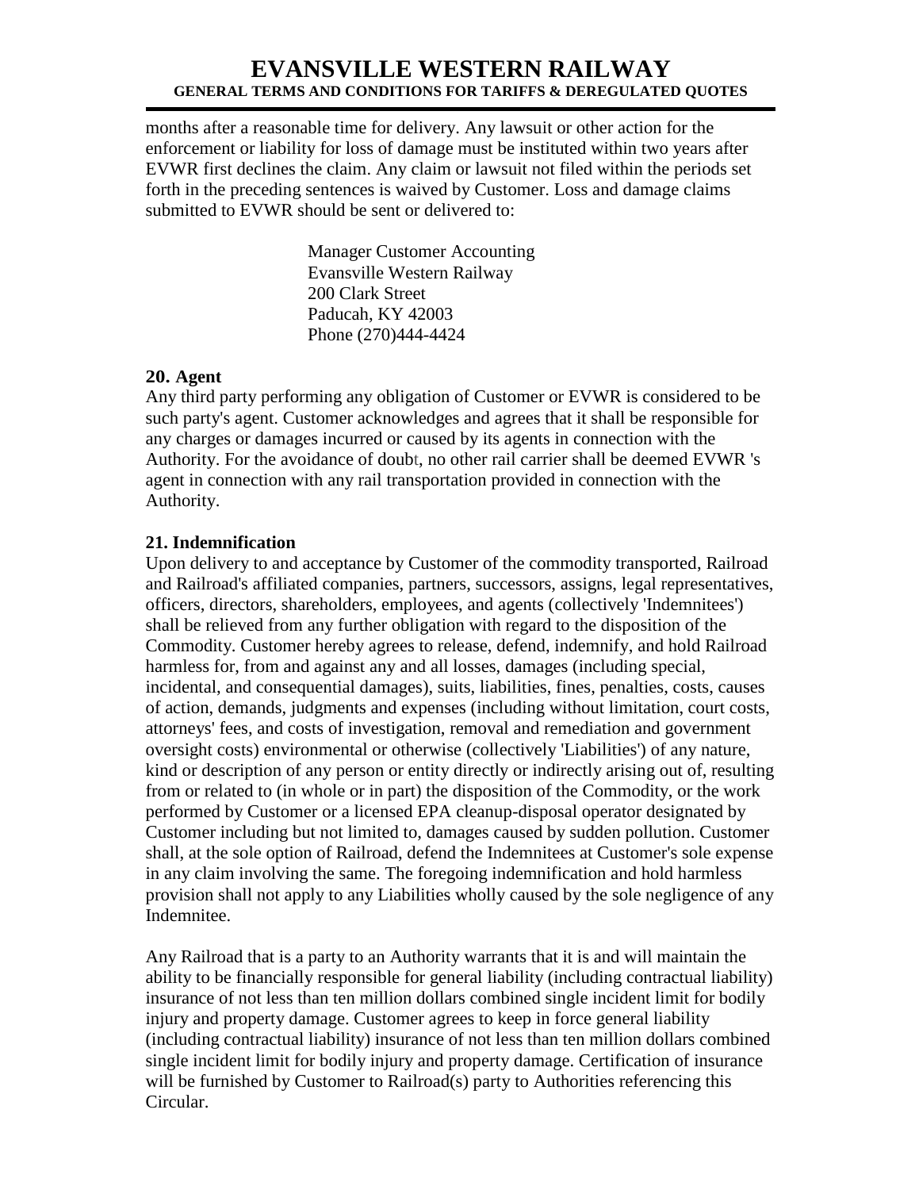months after a reasonable time for delivery. Any lawsuit or other action for the enforcement or liability for loss of damage must be instituted within two years after EVWR first declines the claim. Any claim or lawsuit not filed within the periods set forth in the preceding sentences is waived by Customer. Loss and damage claims submitted to EVWR should be sent or delivered to:

Manager Customer Accounting
Evansville Western Railway
200 Clark Street
Paducah, KY 42003
Phone (270)444-4424

**20. Agent**

Any third party performing any obligation of Customer or EVWR is considered to be such party's agent. Customer acknowledges and agrees that it shall be responsible for any charges or damages incurred or caused by its agents in connection with the Authority. For the avoidance of doubt, no other rail carrier shall be deemed EVWR 's agent in connection with any rail transportation provided in connection with the Authority.

**21. Indemnification**

Upon delivery to and acceptance by Customer of the commodity transported, Railroad and Railroad's affiliated companies, partners, successors, assigns, legal representatives, officers, directors, shareholders, employees, and agents (collectively 'Indemnitees') shall be relieved from any further obligation with regard to the disposition of the Commodity. Customer hereby agrees to release, defend, indemnify, and hold Railroad harmless for, from and against any and all losses, damages (including special, incidental, and consequential damages), suits, liabilities, fines, penalties, costs, causes of action, demands, judgments and expenses (including without limitation, court costs, attorneys' fees, and costs of investigation, removal and remediation and government oversight costs) environmental or otherwise (collectively 'Liabilities') of any nature, kind or description of any person or entity directly or indirectly arising out of, resulting from or related to (in whole or in part) the disposition of the Commodity, or the work performed by Customer or a licensed EPA cleanup-disposal operator designated by Customer including but not limited to, damages caused by sudden pollution. Customer shall, at the sole option of Railroad, defend the Indemnitees at Customer's sole expense in any claim involving the same. The foregoing indemnification and hold harmless provision shall not apply to any Liabilities wholly caused by the sole negligence of any Indemnitee.

Any Railroad that is a party to an Authority warrants that it is and will maintain the ability to be financially responsible for general liability (including contractual liability) insurance of not less than ten million dollars combined single incident limit for bodily injury and property damage. Customer agrees to keep in force general liability (including contractual liability) insurance of not less than ten million dollars combined single incident limit for bodily injury and property damage. Certification of insurance will be furnished by Customer to Railroad(s) party to Authorities referencing this Circular.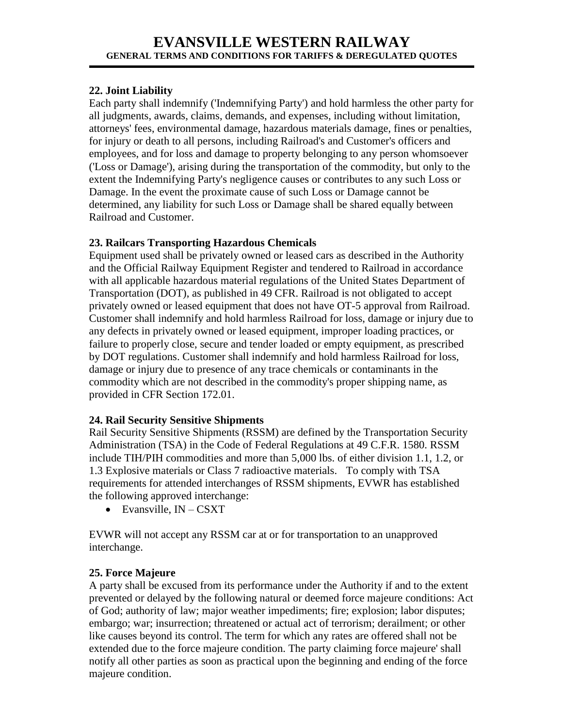## 22. Joint Liability

Each party shall indemnify ('Indemnifying Party') and hold harmless the other party for all judgments, awards, claims, demands, and expenses, including without limitation, attorneys' fees, environmental damage, hazardous materials damage, fines or penalties, for injury or death to all persons, including Railroad's and Customer's officers and employees, and for loss and damage to property belonging to any person whomsoever ('Loss or Damage'), arising during the transportation of the commodity, but only to the extent the Indemnifying Party's negligence causes or contributes to any such Loss or Damage. In the event the proximate cause of such Loss or Damage cannot be determined, any liability for such Loss or Damage shall be shared equally between Railroad and Customer.

## 23. Railcars Transporting Hazardous Chemicals

Equipment used shall be privately owned or leased cars as described in the Authority and the Official Railway Equipment Register and tendered to Railroad in accordance with all applicable hazardous material regulations of the United States Department of Transportation (DOT), as published in 49 CFR. Railroad is not obligated to accept privately owned or leased equipment that does not have OT-5 approval from Railroad. Customer shall indemnify and hold harmless Railroad for loss, damage or injury due to any defects in privately owned or leased equipment, improper loading practices, or failure to properly close, secure and tender loaded or empty equipment, as prescribed by DOT regulations. Customer shall indemnify and hold harmless Railroad for loss, damage or injury due to presence of any trace chemicals or contaminants in the commodity which are not described in the commodity's proper shipping name, as provided in CFR Section 172.01.

## 24. Rail Security Sensitive Shipments

Rail Security Sensitive Shipments (RSSM) are defined by the Transportation Security Administration (TSA) in the Code of Federal Regulations at 49 C.F.R. 1580. RSSM include TIH/PIH commodities and more than 5,000 lbs. of either division 1.1, 1.2, or 1.3 Explosive materials or Class 7 radioactive materials. To comply with TSA requirements for attended interchanges of RSSM shipments, EVWR has established the following approved interchange:

- Evansville, IN – CSXT

EVWR will not accept any RSSM car at or for transportation to an unapproved interchange.

## 25. Force Majeure

A party shall be excused from its performance under the Authority if and to the extent prevented or delayed by the following natural or deemed force majeure conditions: Act of God; authority of law; major weather impediments; fire; explosion; labor disputes; embargo; war; insurrection; threatened or actual act of terrorism; derailment; or other like causes beyond its control. The term for which any rates are offered shall not be extended due to the force majeure condition. The party claiming force majeure' shall notify all other parties as soon as practical upon the beginning and ending of the force majeure condition.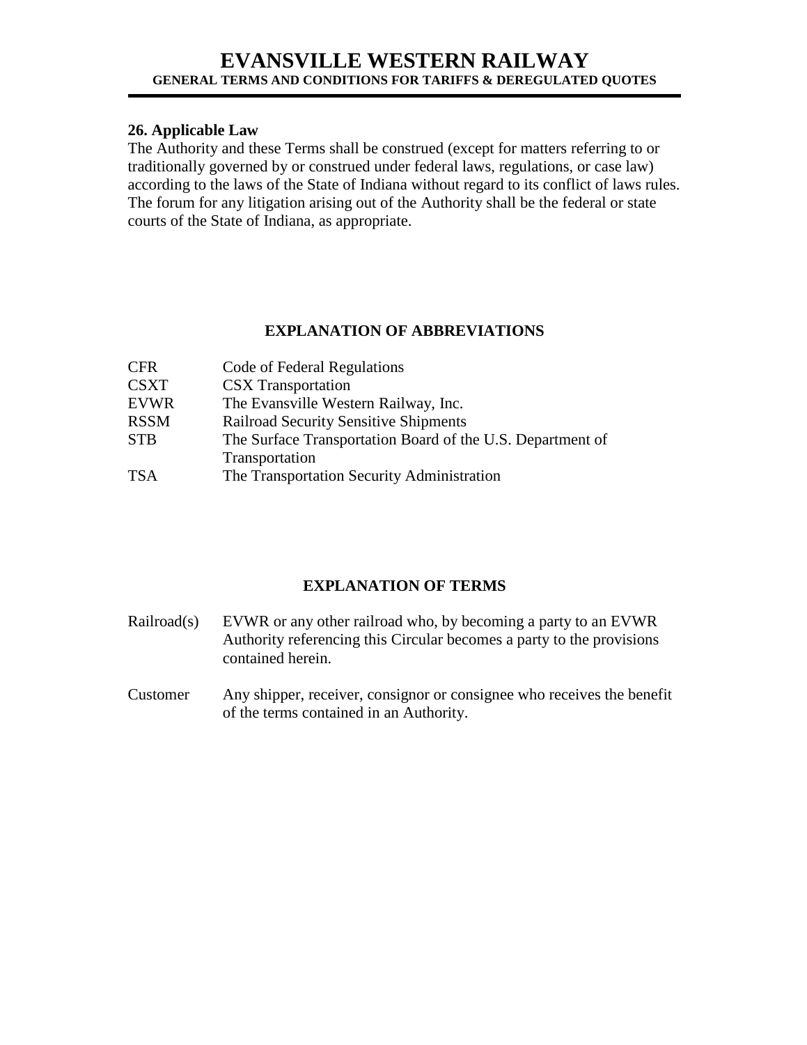### 26. Applicable Law

The Authority and these Terms shall be construed (except for matters referring to or traditionally governed by or construed under federal laws, regulations, or case law) according to the laws of the State of Indiana without regard to its conflict of laws rules. The forum for any litigation arising out of the Authority shall be the federal or state courts of the State of Indiana, as appropriate.

## EXPLANATION OF ABBREVIATIONS

| | |
|---|---|
| CFR | Code of Federal Regulations |
| CSXT | CSX Transportation |
| EVWR | The Evansville Western Railway, Inc. |
| RSSM | Railroad Security Sensitive Shipments |
| STB | The Surface Transportation Board of the U.S. Department of Transportation |
| TSA | The Transportation Security Administration |

## EXPLANATION OF TERMS

| | |
|---|---|
| Railroad(s) | EVWR or any other railroad who, by becoming a party to an EVWR Authority referencing this Circular becomes a party to the provisions contained herein. |
| Customer | Any shipper, receiver, consignor or consignee who receives the benefit of the terms contained in an Authority. |